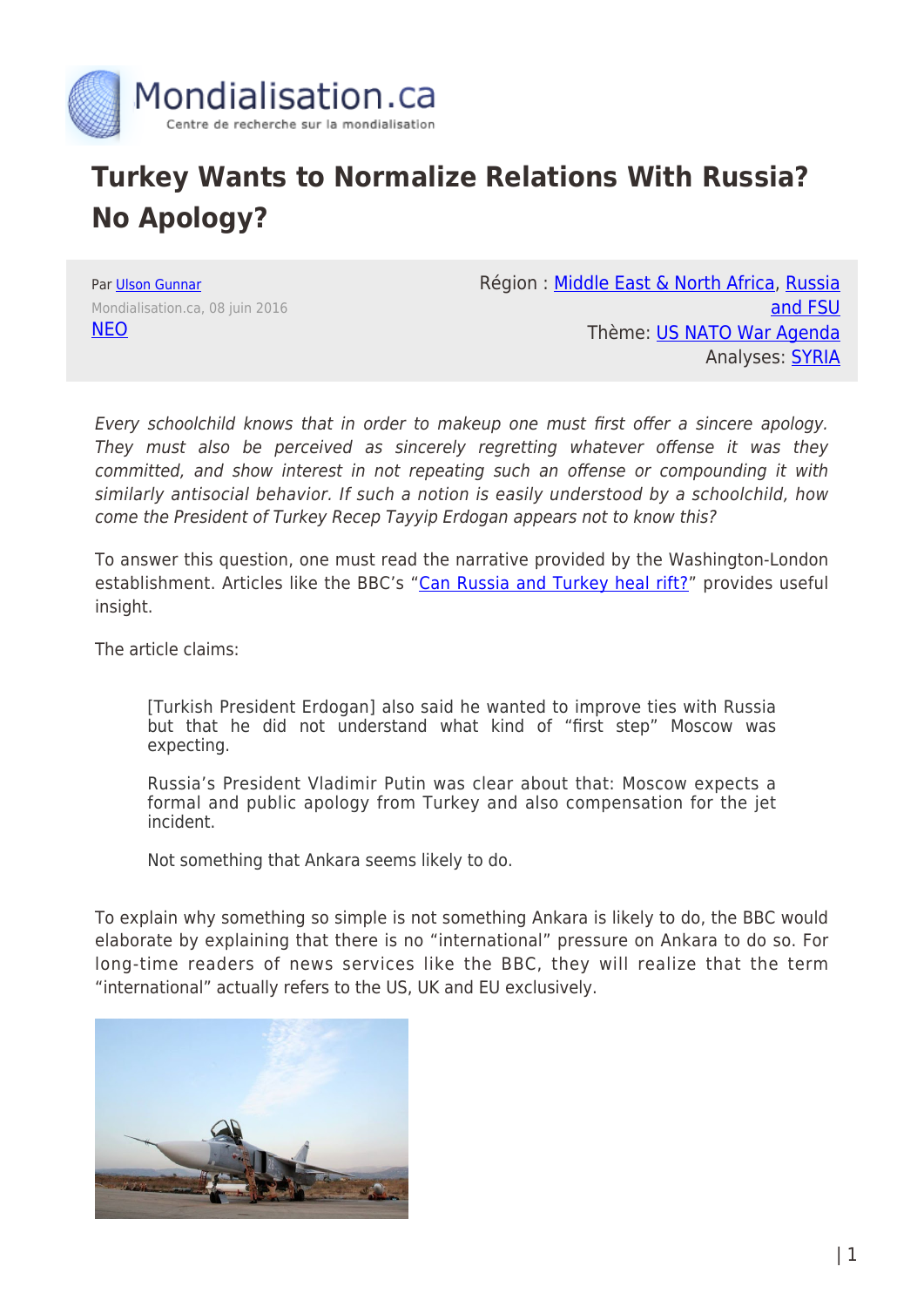# Turkey Wants to Normalize Relations With Russia? No Apology?

Par Ulson Gunnar
Mondialisation.ca, 08 juin 2016
NEO

Région : Middle East & North Africa, Russia and FSU
Thème: US NATO War Agenda
Analyses: SYRIA

*Every schoolchild knows that in order to makeup one must first offer a sincere apology. They must also be perceived as sincerely regretting whatever offense it was they committed, and show interest in not repeating such an offense or compounding it with similarly antisocial behavior. If such a notion is easily understood by a schoolchild, how come the President of Turkey Recep Tayyip Erdogan appears not to know this?*

To answer this question, one must read the narrative provided by the Washington-London establishment. Articles like the BBC's "Can Russia and Turkey heal rift?" provides useful insight.

The article claims:

> [Turkish President Erdogan] also said he wanted to improve ties with Russia but that he did not understand what kind of "first step" Moscow was expecting.
>
> Russia's President Vladimir Putin was clear about that: Moscow expects a formal and public apology from Turkey and also compensation for the jet incident.
>
> Not something that Ankara seems likely to do.

To explain why something so simple is not something Ankara is likely to do, the BBC would elaborate by explaining that there is no "international" pressure on Ankara to do so. For long-time readers of news services like the BBC, they will realize that the term "international" actually refers to the US, UK and EU exclusively.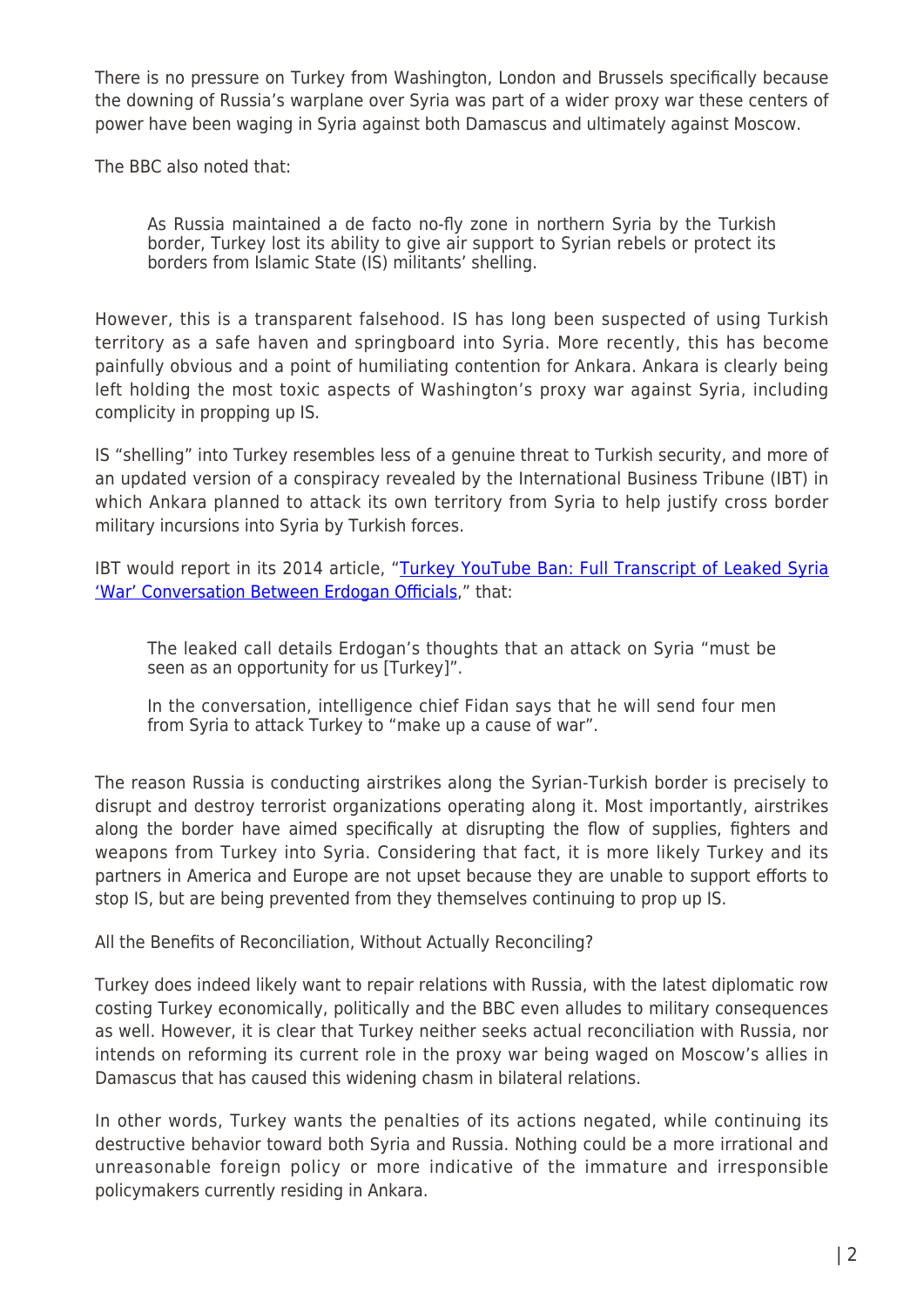There is no pressure on Turkey from Washington, London and Brussels specifically because the downing of Russia's warplane over Syria was part of a wider proxy war these centers of power have been waging in Syria against both Damascus and ultimately against Moscow.

The BBC also noted that:

> As Russia maintained a de facto no-fly zone in northern Syria by the Turkish border, Turkey lost its ability to give air support to Syrian rebels or protect its borders from Islamic State (IS) militants' shelling.

However, this is a transparent falsehood. IS has long been suspected of using Turkish territory as a safe haven and springboard into Syria. More recently, this has become painfully obvious and a point of humiliating contention for Ankara. Ankara is clearly being left holding the most toxic aspects of Washington's proxy war against Syria, including complicity in propping up IS.

IS "shelling" into Turkey resembles less of a genuine threat to Turkish security, and more of an updated version of a conspiracy revealed by the International Business Tribune (IBT) in which Ankara planned to attack its own territory from Syria to help justify cross border military incursions into Syria by Turkish forces.

IBT would report in its 2014 article, "Turkey YouTube Ban: Full Transcript of Leaked Syria 'War' Conversation Between Erdogan Officials," that:

> The leaked call details Erdogan's thoughts that an attack on Syria "must be seen as an opportunity for us [Turkey]".
>
> In the conversation, intelligence chief Fidan says that he will send four men from Syria to attack Turkey to "make up a cause of war".

The reason Russia is conducting airstrikes along the Syrian-Turkish border is precisely to disrupt and destroy terrorist organizations operating along it. Most importantly, airstrikes along the border have aimed specifically at disrupting the flow of supplies, fighters and weapons from Turkey into Syria. Considering that fact, it is more likely Turkey and its partners in America and Europe are not upset because they are unable to support efforts to stop IS, but are being prevented from they themselves continuing to prop up IS.

All the Benefits of Reconciliation, Without Actually Reconciling?

Turkey does indeed likely want to repair relations with Russia, with the latest diplomatic row costing Turkey economically, politically and the BBC even alludes to military consequences as well. However, it is clear that Turkey neither seeks actual reconciliation with Russia, nor intends on reforming its current role in the proxy war being waged on Moscow's allies in Damascus that has caused this widening chasm in bilateral relations.

In other words, Turkey wants the penalties of its actions negated, while continuing its destructive behavior toward both Syria and Russia. Nothing could be a more irrational and unreasonable foreign policy or more indicative of the immature and irresponsible policymakers currently residing in Ankara.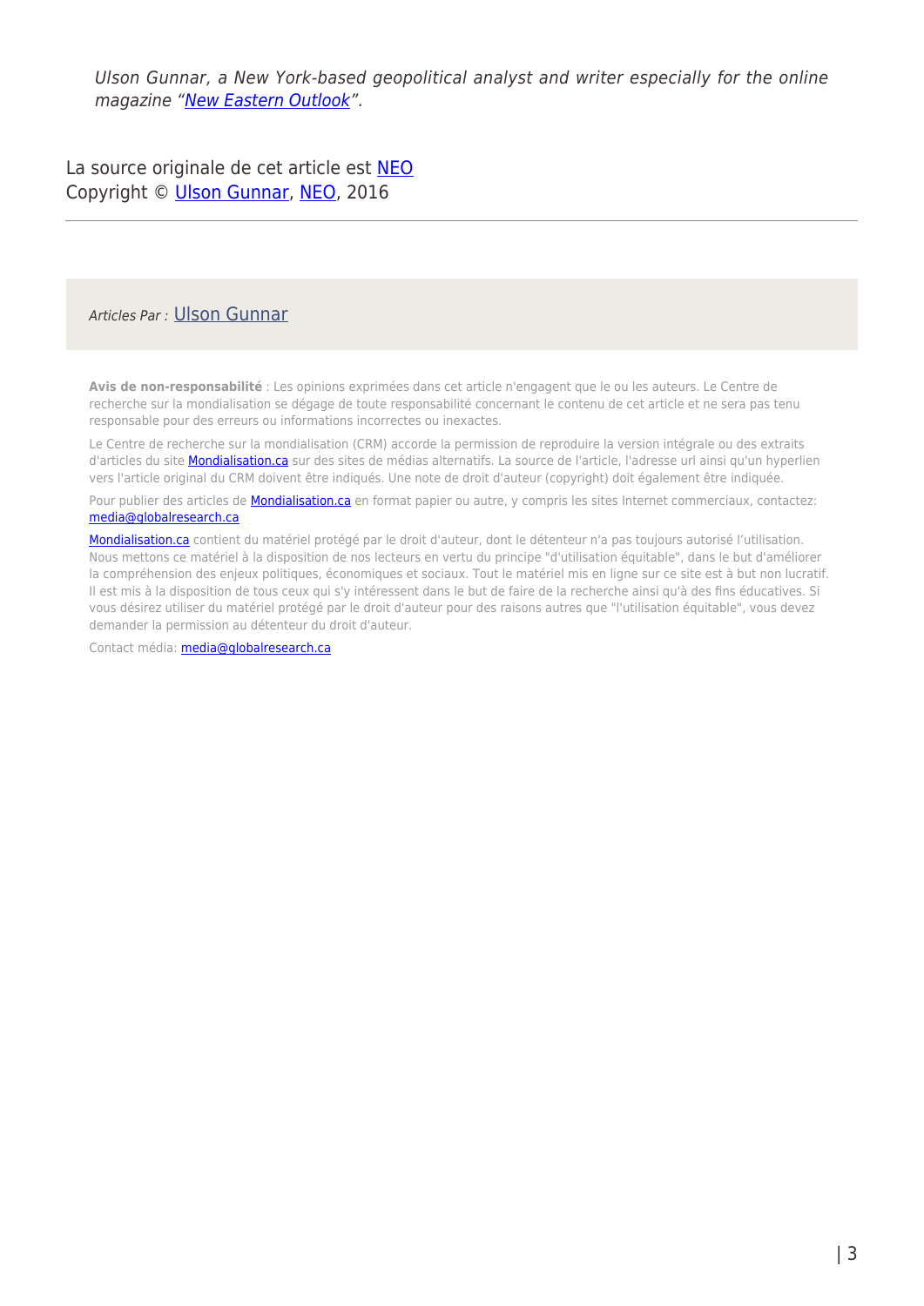*Ulson Gunnar, a New York-based geopolitical analyst and writer especially for the online magazine "[New Eastern Outlook](#)".*

La source originale de cet article est [NEO](#)
Copyright © [Ulson Gunnar](#), [NEO](#), 2016

---

*Articles Par :* [Ulson Gunnar](#)

**Avis de non-responsabilité** : Les opinions exprimées dans cet article n'engagent que le ou les auteurs. Le Centre de recherche sur la mondialisation se dégage de toute responsabilité concernant le contenu de cet article et ne sera pas tenu responsable pour des erreurs ou informations incorrectes ou inexactes.

Le Centre de recherche sur la mondialisation (CRM) accorde la permission de reproduire la version intégrale ou des extraits d'articles du site [Mondialisation.ca](#) sur des sites de médias alternatifs. La source de l'article, l'adresse url ainsi qu'un hyperlien vers l'article original du CRM doivent être indiqués. Une note de droit d'auteur (copyright) doit également être indiquée.

Pour publier des articles de [Mondialisation.ca](#) en format papier ou autre, y compris les sites Internet commerciaux, contactez: [media@globalresearch.ca](#)

[Mondialisation.ca](#) contient du matériel protégé par le droit d'auteur, dont le détenteur n'a pas toujours autorisé l'utilisation. Nous mettons ce matériel à la disposition de nos lecteurs en vertu du principe "d'utilisation équitable", dans le but d'améliorer la compréhension des enjeux politiques, économiques et sociaux. Tout le matériel mis en ligne sur ce site est à but non lucratif. Il est mis à la disposition de tous ceux qui s'y intéressent dans le but de faire de la recherche ainsi qu'à des fins éducatives. Si vous désirez utiliser du matériel protégé par le droit d'auteur pour des raisons autres que "l'utilisation équitable", vous devez demander la permission au détenteur du droit d'auteur.

Contact média: [media@globalresearch.ca](#)